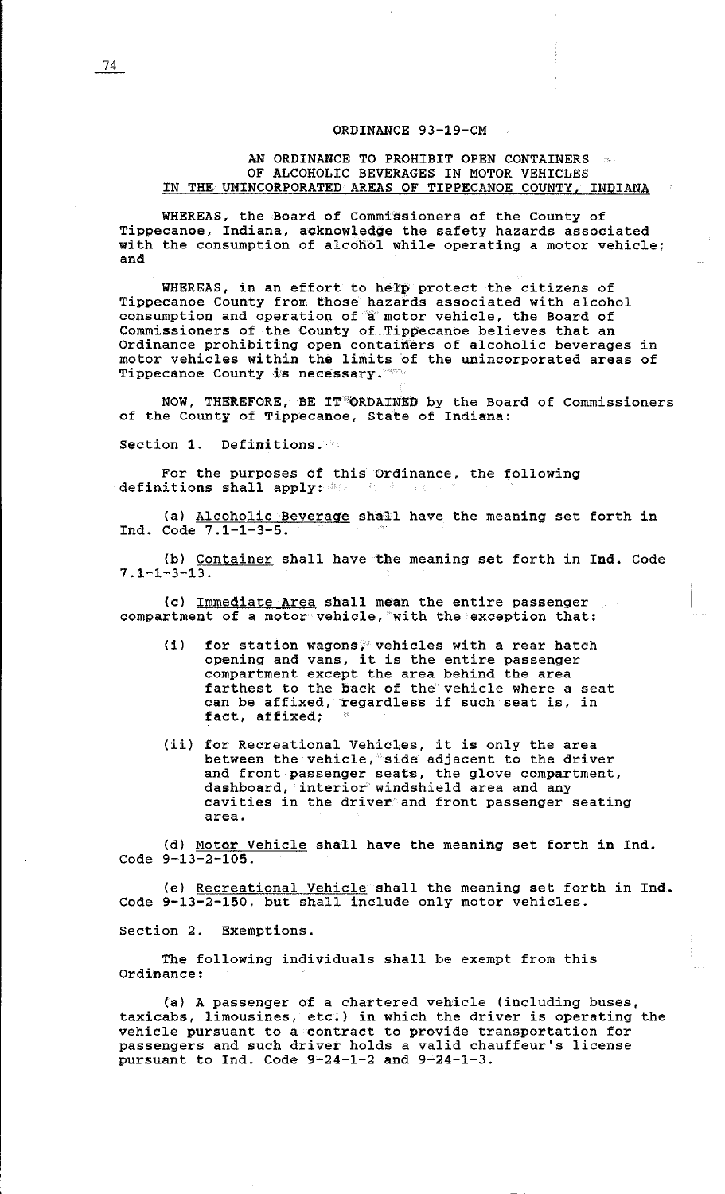# ORDINANCE 93-19-CM

## AN ORDINANCE TO PROHIBIT OPEN CONTAINERS OF ALCOHOLIC BEVERAGES IN MOTOR VEHICLES IN THE UNINCORPORATED AREAS OF TIPPECANOE COUNTY, INDIANA

WHEREAS, the Board of Commissioners of the County of Tippecanoe, Indiana, acknowledge the safety hazards associated with the consumption of alcohol while operating a motor vehicle; and

WHEREAS, in an effort to help protect the citizens of Tippecanoe County from those hazards associated with alcohol consumption and operation of a motor vehicle, the Board of Commissioners of the County of Tippecanoe believes that an Ordinance prohibiting open containers of alcoholic beverages in motor vehicles within the limits of the unincorporated areas of Tippecanoe County is necessary.

NOW, THEREFORE, BE IT ORDAINED by the Board of Commissioners of the County of Tippecanoe, State of Indiana:

Section 1. Definitions.

For the purposes of this Ordinance, the following definitions shall apply:

(a) Alcoholic Beverage shall have the meaning set forth in Ind. Code 7.1-1-3-5.

(b) Container shall have the meaning set forth in Ind. Code 7.1-1-3-13.

(c) Immediate Area shall mean the entire passenger compartment of a motor vehicle, with the exception that:

- (i) for station wagons, vehicles with a rear hatch opening and vans, it is the entire passenger compartment except the area behind the area farthest to the back of the vehicle where a seat can be affixed, regardless if such seat is, in fact, affixed;
- (ii) for Recreational Vehicles, it is only the area between the vehicle, side adjacent to the driver and front passenger seats, the glove compartment, dashboard, interior windshield area and any cavities in the driver and front passenger seating area.

(d) Motor Vehicle shall have the meaning set forth in Ind. Code 9-13-2-105.

(e) Recreational Vehicle shall the meaning set forth in Ind. Code 9-13-2-150, but shall include only motor vehicles.

Section 2. Exemptions.

The following individuals shall be exempt from this Ordinance:

(a) A passenger of a chartered vehicle (including buses, taxicabs, limousines, etc.) in which the driver is operating the vehicle pursuant to a contract to provide transportation for passengers and such driver holds a valid chauffeur's license pursuant to Ind. Code 9-24-1-2 and 9-24-1-3.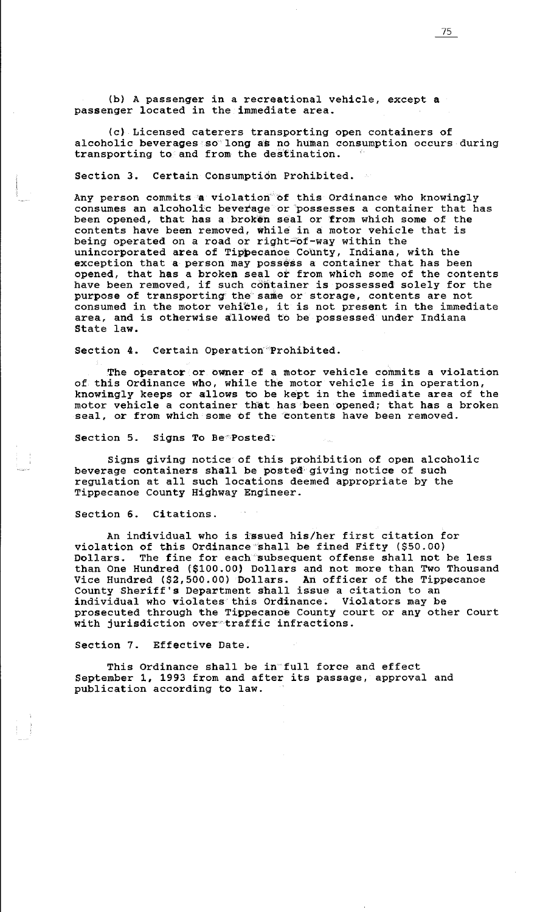(b) A passenger in a recreational vehicle, except a passenger located in the immediate area.

(c) Licensed caterers transporting open containers of alcoholic beverages so long as no human consumption occurs during transporting to and from the destination.

Section 3. Certain Consumption Prohibited.

Any person commits a violation of this Ordinance who knowingly consumes an alcoholic beverage or possesses a container that has been opened, that has a broken seal or from which some of the contents have been removed, while in a motor vehicle that is being operated on a road or right-of-way within the unincorporated area of Tippecanoe County, Indiana, with the exception that a person may possess a container that has been opened, that has a broken seal or from which some of the contents have been removed, if such container is possessed solely for the purpose of transporting the same or storage, contents are not consumed in the motor vehicle, it is not present in the immediate area, and is otherwise allowed to be possessed under Indiana State law.

Section 4. Certain Operation Prohibited.

The operator or owner of a motor vehicle commits a violation of this Ordinance who, while the motor vehicle is in operation, knowingly keeps or allows to be kept in the immediate area of the motor vehicle a container that has been opened; that has a broken seal, or from which some of the contents have been removed.

Section 5. Signs To Be Posted.

Signs giving notice of this prohibition of open alcoholic beverage containers shall be posted giving notice of such regulation at all such locations deemed appropriate by the Tippecanoe County Highway Engineer.

Section 6. Citations.

An individual who is issued his/her first citation for violation of this Ordinance shall be fined Fifty ($50.00) Dollars. The fine for each subsequent offense shall not be less than One Hundred ($100.00) Dollars and not more than Two Thousand Vice Hundred ($2,500.00) Dollars. An officer of the Tippecanoe County Sheriff's Department shall issue a citation to an individual who violates this Ordinance. Violators may be prosecuted through the Tippecanoe County court or any other Court with jurisdiction over traffic infractions.

Section 7. Effective Date.

This Ordinance shall be in full force and effect September 1, 1993 from and after its passage, approval and publication according to law.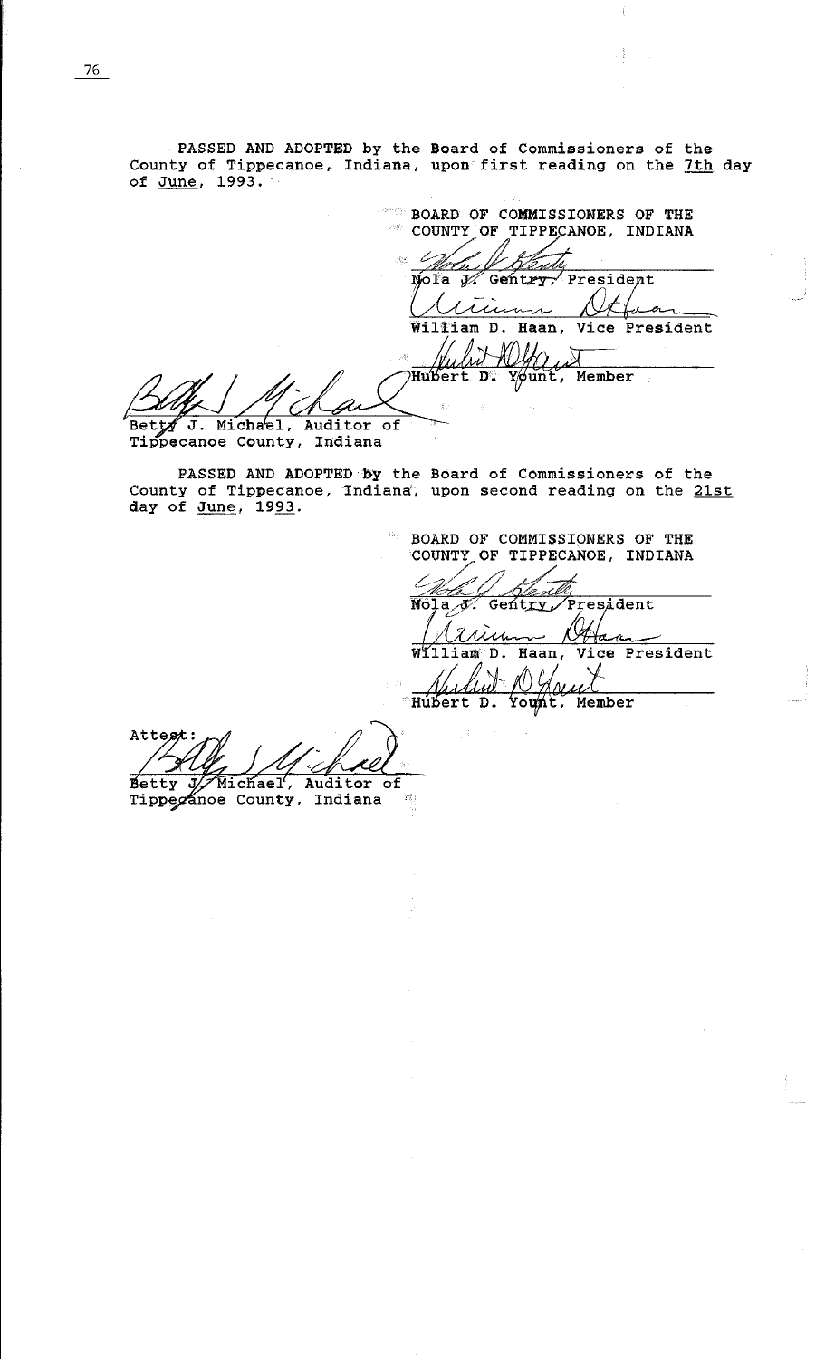PASSED AND ADOPTED by the Board of Commissioners of the County of Tippecanoe, Indiana, upon first reading on the 7th day of June, 1993.

BOARD OF COMMISSIONERS OF THE COUNTY OF TIPPECANOE, INDIANA

Nola J. Gentry, President

William D. Haan, Vice President

Hubert D. Yount, Member

Betty J. Michael, Auditor of Tippecanoe County, Indiana

PASSED AND ADOPTED by the Board of Commissioners of the County of Tippecanoe, Indiana, upon second reading on the 21st day of June, 1993.

BOARD OF COMMISSIONERS OF THE COUNTY OF TIPPECANOE, INDIANA

Nola J. Gentry, President

William D. Haan, Vice President

Hubert D. Yount, Member

Attest:

Betty J. Michael, Auditor of Tippecanoe County, Indiana